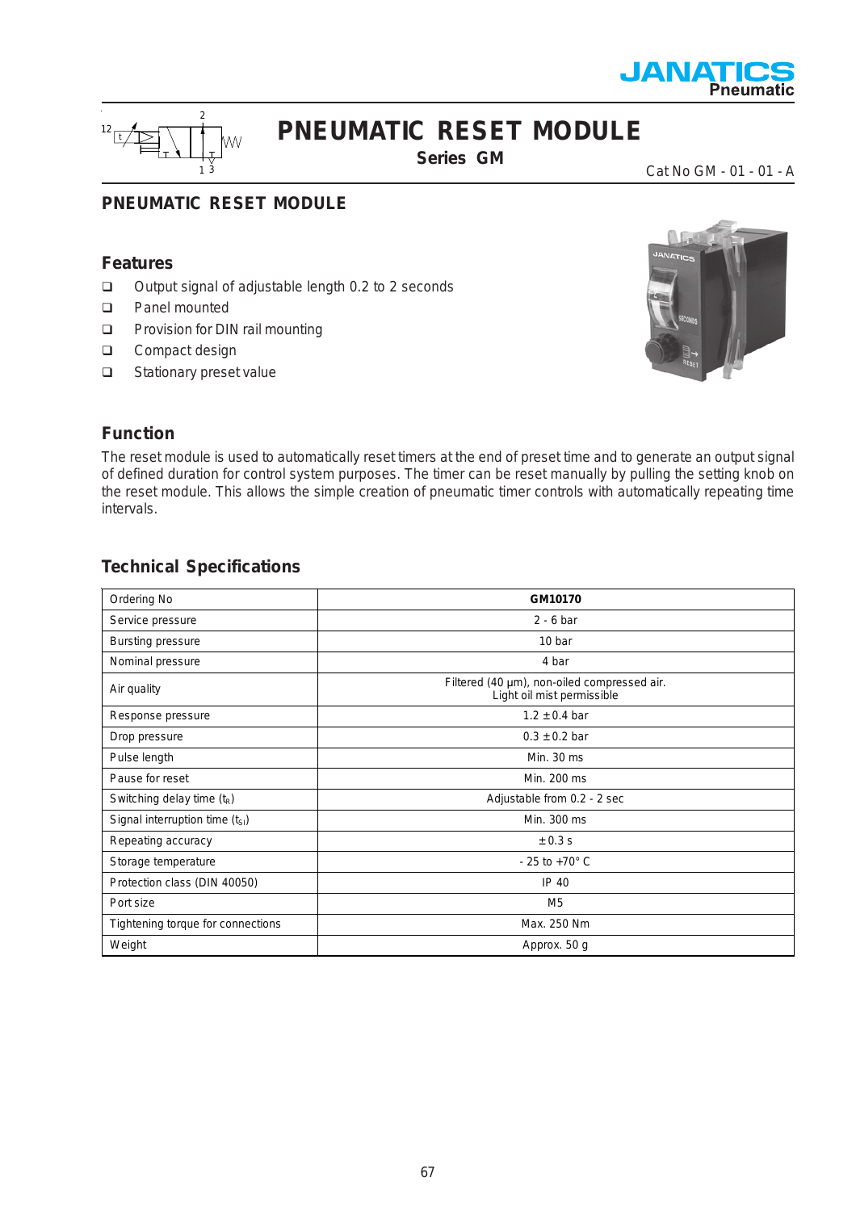# PNEUMATIC RESET MODULE

**Series GM**

Cat No GM - 01 - 01 - A

## PNEUMATIC RESET MODULE

### Features

- Output signal of adjustable length 0.2 to 2 seconds
- Panel mounted
- Provision for DIN rail mounting
- Compact design
- Stationary preset value

### Function

The reset module is used to automatically reset timers at the end of preset time and to generate an output signal of defined duration for control system purposes. The timer can be reset manually by pulling the setting knob on the reset module. This allows the simple creation of pneumatic timer controls with automatically repeating time intervals.

### Technical Specifications

| Ordering No | **GM10170** |
|---|---|
| Service pressure | 2 - 6 bar |
| Bursting pressure | 10 bar |
| Nominal pressure | 4 bar |
| Air quality | Filtered (40 µm), non-oiled compressed air. Light oil mist permissible |
| Response pressure | 1.2 ± 0.4 bar |
| Drop pressure | 0.3 ± 0.2 bar |
| Pulse length | Min. 30 ms |
| Pause for reset | Min. 200 ms |
| Switching delay time ($t_R$) | Adjustable from 0.2 - 2 sec |
| Signal interruption time ($t_{SI}$) | Min. 300 ms |
| Repeating accuracy | ± 0.3 s |
| Storage temperature | - 25 to +70° C |
| Protection class (DIN 40050) | IP 40 |
| Port size | M5 |
| Tightening torque for connections | Max. 250 Nm |
| Weight | Approx. 50 g |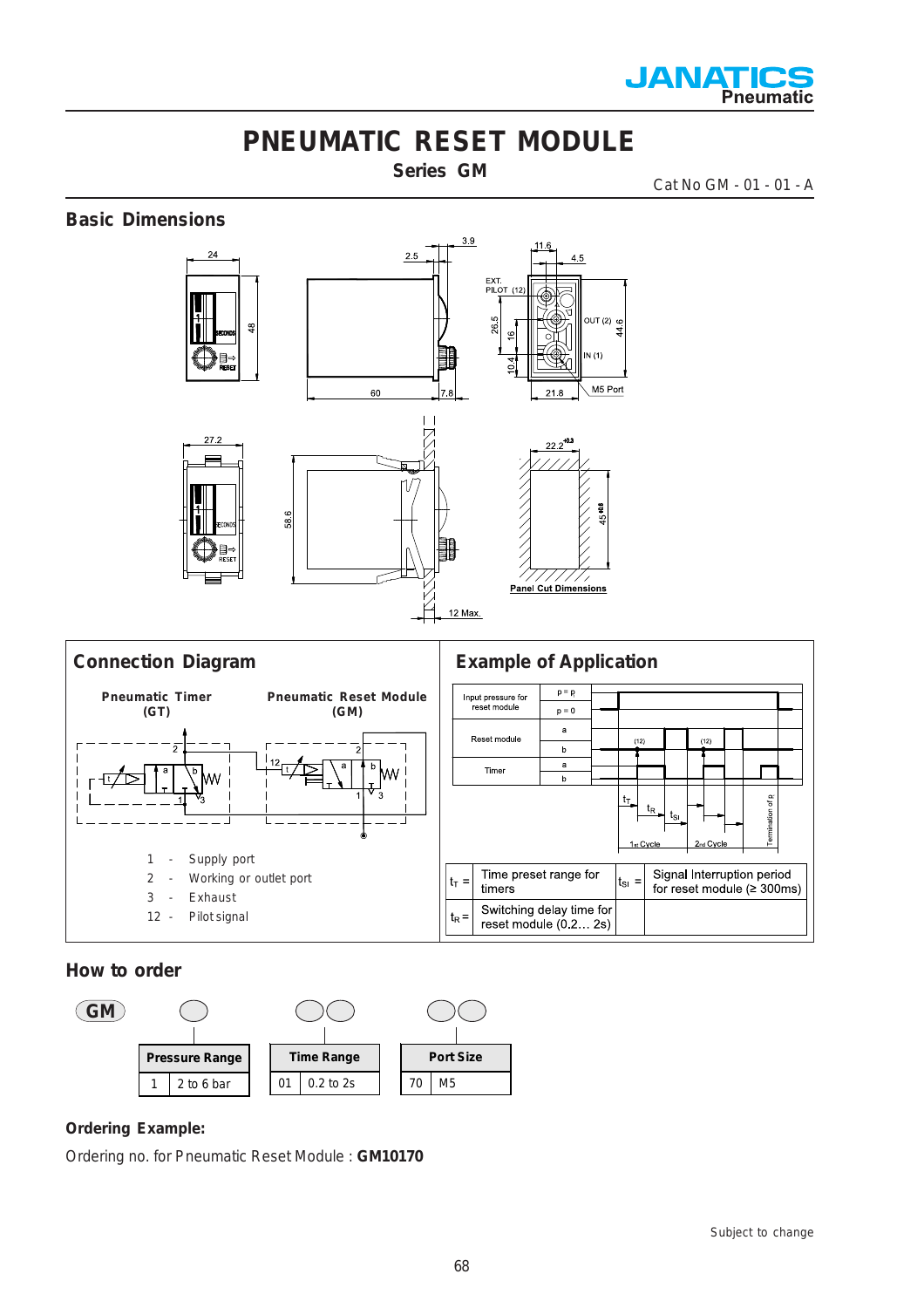# PNEUMATIC RESET MODULE

**Series GM**

Cat No GM - 01 - 01 - A

## Basic Dimensions

24
48
2.5
3.9
60
7.8
11.6
4.5
EXT. PILOT (12)
OUT (2)
IN (1)
M5 Port
26.5
16
10.4
44.6
21.8
27.2
58.6
12 Max.
22.2 +0.3
45 ±0.8
Panel Cut Dimensions

## Connection Diagram

**Pneumatic Timer (GT)**

**Pneumatic Reset Module (GM)**

1 - Supply port
2 - Working or outlet port
3 - Exhaust
12 - Pilot signal

## Example of Application

Input pressure for reset module
p = p
p = 0
Reset module
a
b
Timer
a
b
(12)
(12)
$t_T$
$t_R$
$t_{SI}$
1st Cycle
2nd Cycle
Termination of p

| | | | |
|---|---|---|---|
| $t_T$ = | Time preset range for timers | $t_{SI}$ = | Signal Interruption period for reset module (≥ 300ms) |
| $t_R$ = | Switching delay time for reset module (0.2… 2s) | | |

## How to order

**GM**

| Pressure Range | |
|---|---|
| 1 | 2 to 6 bar |

| Time Range | |
|---|---|
| 01 | 0.2 to 2s |

| Port Size | |
|---|---|
| 70 | M5 |

**Ordering Example:**

Ordering no. for Pneumatic Reset Module : **GM10170**

Subject to change